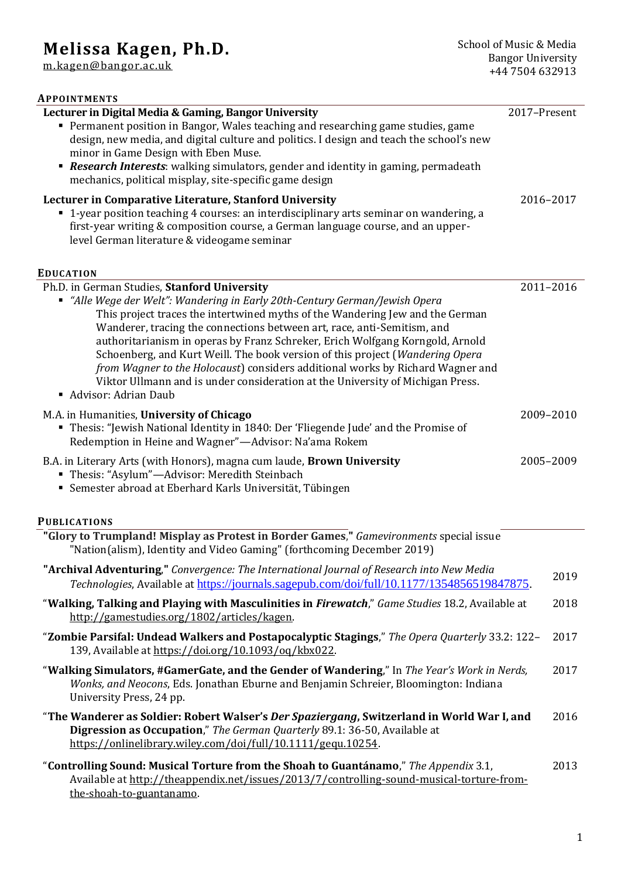# Melissa Kagen, Ph.D.

m.kagen@bangor.ac.uk

School of Music & Media
Bangor University
+44 7504 632913

## Appointments

**Lecturer in Digital Media & Gaming, Bangor University** — 2017–Present

- Permanent position in Bangor, Wales teaching and researching game studies, game design, new media, and digital culture and politics. I design and teach the school's new minor in Game Design with Eben Muse.
- ***Research Interests***: walking simulators, gender and identity in gaming, permadeath mechanics, political misplay, site-specific game design

**Lecturer in Comparative Literature, Stanford University** — 2016–2017

- 1-year position teaching 4 courses: an interdisciplinary arts seminar on wandering, a first-year writing & composition course, a German language course, and an upper-level German literature & videogame seminar

## Education

Ph.D. in German Studies, **Stanford University** — 2011–2016

- *"Alle Wege der Welt": Wandering in Early 20th-Century German/Jewish Opera*
  This project traces the intertwined myths of the Wandering Jew and the German Wanderer, tracing the connections between art, race, anti-Semitism, and authoritarianism in operas by Franz Schreker, Erich Wolfgang Korngold, Arnold Schoenberg, and Kurt Weill. The book version of this project (*Wandering Opera from Wagner to the Holocaust*) considers additional works by Richard Wagner and Viktor Ullmann and is under consideration at the University of Michigan Press.
- Advisor: Adrian Daub

M.A. in Humanities, **University of Chicago** — 2009–2010

- Thesis: "Jewish National Identity in 1840: Der 'Fliegende Jude' and the Promise of Redemption in Heine and Wagner"—Advisor: Na'ama Rokem

B.A. in Literary Arts (with Honors), magna cum laude, **Brown University** — 2005–2009

- Thesis: "Asylum"—Advisor: Meredith Steinbach
- Semester abroad at Eberhard Karls Universität, Tübingen

## Publications

**"Glory to Trumpland! Misplay as Protest in Border Games,"** *Gamevironments* special issue "Nation(alism), Identity and Video Gaming" (forthcoming December 2019)

**"Archival Adventuring,"** *Convergence: The International Journal of Research into New Media Technologies*, Available at https://journals.sagepub.com/doi/full/10.1177/1354856519847875. — 2019

"**Walking, Talking and Playing with Masculinities in *Firewatch***," *Game Studies* 18.2, Available at http://gamestudies.org/1802/articles/kagen. — 2018

"**Zombie Parsifal: Undead Walkers and Postapocalyptic Stagings**," *The Opera Quarterly* 33.2: 122–139, Available at https://doi.org/10.1093/oq/kbx022. — 2017

"**Walking Simulators, #GamerGate, and the Gender of Wandering**," In *The Year's Work in Nerds, Wonks, and Neocons*, Eds. Jonathan Eburne and Benjamin Schreier, Bloomington: Indiana University Press, 24 pp. — 2017

"**The Wanderer as Soldier: Robert Walser's *Der Spaziergang*, Switzerland in World War I, and Digression as Occupation**," *The German Quarterly* 89.1: 36-50, Available at https://onlinelibrary.wiley.com/doi/full/10.1111/gequ.10254. — 2016

"**Controlling Sound: Musical Torture from the Shoah to Guantánamo**," *The Appendix* 3.1, Available at http://theappendix.net/issues/2013/7/controlling-sound-musical-torture-from-the-shoah-to-guantanamo. — 2013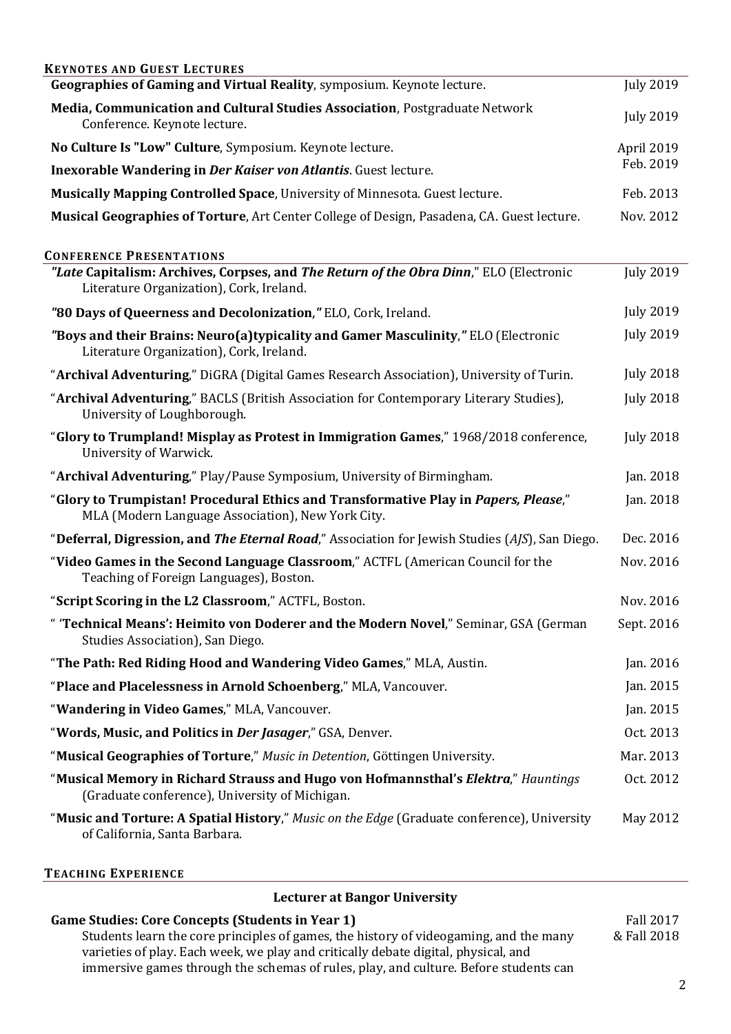## Keynotes and Guest Lectures

**Geographies of Gaming and Virtual Reality**, symposium. Keynote lecture. — July 2019

**Media, Communication and Cultural Studies Association**, Postgraduate Network Conference. Keynote lecture. — July 2019

**No Culture Is "Low" Culture**, Symposium. Keynote lecture. — April 2019

**Inexorable Wandering in *Der Kaiser von Atlantis***. Guest lecture. — Feb. 2019

**Musically Mapping Controlled Space**, University of Minnesota. Guest lecture. — Feb. 2013

**Musical Geographies of Torture**, Art Center College of Design, Pasadena, CA. Guest lecture. — Nov. 2012

## Conference Presentations

***"Late* Capitalism: Archives, Corpses, and *The Return of the Obra Dinn*,"** ELO (Electronic Literature Organization), Cork, Ireland. — July 2019

**"80 Days of Queerness and Decolonization,"** ELO, Cork, Ireland. — July 2019

**"Boys and their Brains: Neuro(a)typicality and Gamer Masculinity,"** ELO (Electronic Literature Organization), Cork, Ireland. — July 2019

"**Archival Adventuring**," DiGRA (Digital Games Research Association), University of Turin. — July 2018

"**Archival Adventuring**," BACLS (British Association for Contemporary Literary Studies), University of Loughborough. — July 2018

"**Glory to Trumpland! Misplay as Protest in Immigration Games**," 1968/2018 conference, University of Warwick. — July 2018

"**Archival Adventuring**," Play/Pause Symposium, University of Birmingham. — Jan. 2018

"**Glory to Trumpistan! Procedural Ethics and Transformative Play in *Papers, Please***," MLA (Modern Language Association), New York City. — Jan. 2018

"**Deferral, Digression, and *The Eternal Road***," Association for Jewish Studies (*AJS*), San Diego. — Dec. 2016

"**Video Games in the Second Language Classroom**," ACTFL (American Council for the Teaching of Foreign Languages), Boston. — Nov. 2016

"**Script Scoring in the L2 Classroom**," ACTFL, Boston. — Nov. 2016

" '**Technical Means': Heimito von Doderer and the Modern Novel**," Seminar, GSA (German Studies Association), San Diego. — Sept. 2016

"**The Path: Red Riding Hood and Wandering Video Games**," MLA, Austin. — Jan. 2016

"**Place and Placelessness in Arnold Schoenberg**," MLA, Vancouver. — Jan. 2015

"**Wandering in Video Games**," MLA, Vancouver. — Jan. 2015

"**Words, Music, and Politics in *Der Jasager***," GSA, Denver. — Oct. 2013

"**Musical Geographies of Torture**," *Music in Detention*, Göttingen University. — Mar. 2013

"**Musical Memory in Richard Strauss and Hugo von Hofmannsthal's *Elektra***," *Hauntings* (Graduate conference), University of Michigan. — Oct. 2012

"**Music and Torture: A Spatial History**," *Music on the Edge* (Graduate conference), University of California, Santa Barbara. — May 2012

## Teaching Experience

### Lecturer at Bangor University

**Game Studies: Core Concepts (Students in Year 1)** — Fall 2017 & Fall 2018

Students learn the core principles of games, the history of videogaming, and the many varieties of play. Each week, we play and critically debate digital, physical, and immersive games through the schemas of rules, play, and culture. Before students can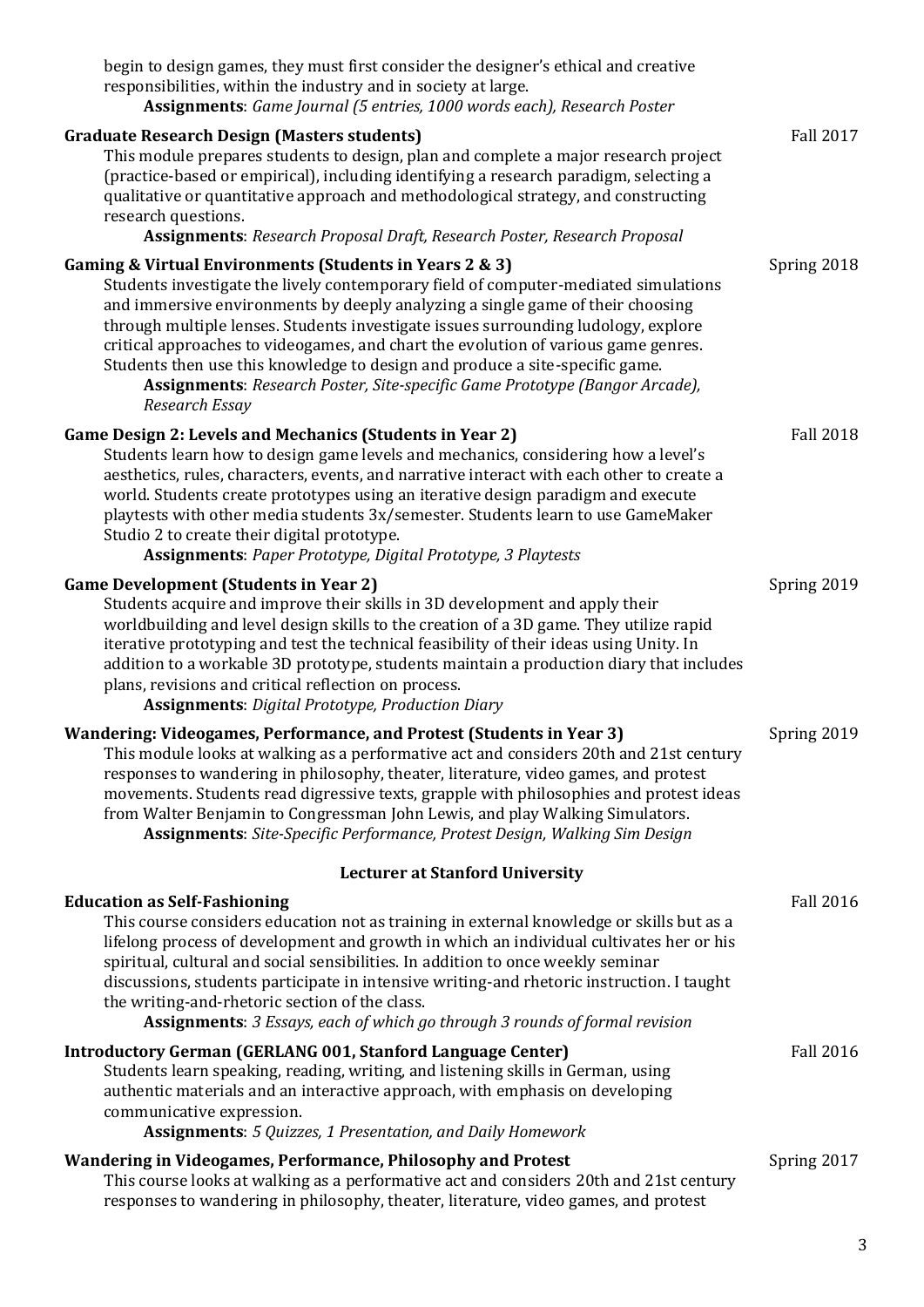begin to design games, they must first consider the designer's ethical and creative responsibilities, within the industry and in society at large.

**Assignments**: *Game Journal (5 entries, 1000 words each), Research Poster*

**Graduate Research Design (Masters students)** — Fall 2017

This module prepares students to design, plan and complete a major research project (practice-based or empirical), including identifying a research paradigm, selecting a qualitative or quantitative approach and methodological strategy, and constructing research questions.

**Assignments**: *Research Proposal Draft, Research Poster, Research Proposal*

**Gaming & Virtual Environments (Students in Years 2 & 3)** — Spring 2018

Students investigate the lively contemporary field of computer-mediated simulations and immersive environments by deeply analyzing a single game of their choosing through multiple lenses. Students investigate issues surrounding ludology, explore critical approaches to videogames, and chart the evolution of various game genres. Students then use this knowledge to design and produce a site-specific game.

**Assignments**: *Research Poster, Site-specific Game Prototype (Bangor Arcade), Research Essay*

**Game Design 2: Levels and Mechanics (Students in Year 2)** — Fall 2018

Students learn how to design game levels and mechanics, considering how a level's aesthetics, rules, characters, events, and narrative interact with each other to create a world. Students create prototypes using an iterative design paradigm and execute playtests with other media students 3x/semester. Students learn to use GameMaker Studio 2 to create their digital prototype.

**Assignments**: *Paper Prototype, Digital Prototype, 3 Playtests*

**Game Development (Students in Year 2)** — Spring 2019

Students acquire and improve their skills in 3D development and apply their worldbuilding and level design skills to the creation of a 3D game. They utilize rapid iterative prototyping and test the technical feasibility of their ideas using Unity. In addition to a workable 3D prototype, students maintain a production diary that includes plans, revisions and critical reflection on process.

**Assignments**: *Digital Prototype, Production Diary*

**Wandering: Videogames, Performance, and Protest (Students in Year 3)** — Spring 2019

This module looks at walking as a performative act and considers 20th and 21st century responses to wandering in philosophy, theater, literature, video games, and protest movements. Students read digressive texts, grapple with philosophies and protest ideas from Walter Benjamin to Congressman John Lewis, and play Walking Simulators.

**Assignments**: *Site-Specific Performance, Protest Design, Walking Sim Design*

### Lecturer at Stanford University

**Education as Self-Fashioning** — Fall 2016

This course considers education not as training in external knowledge or skills but as a lifelong process of development and growth in which an individual cultivates her or his spiritual, cultural and social sensibilities. In addition to once weekly seminar discussions, students participate in intensive writing-and rhetoric instruction. I taught the writing-and-rhetoric section of the class.

**Assignments**: *3 Essays, each of which go through 3 rounds of formal revision*

**Introductory German (GERLANG 001, Stanford Language Center)** — Fall 2016

Students learn speaking, reading, writing, and listening skills in German, using authentic materials and an interactive approach, with emphasis on developing communicative expression.

**Assignments**: *5 Quizzes, 1 Presentation, and Daily Homework*

**Wandering in Videogames, Performance, Philosophy and Protest** — Spring 2017

This course looks at walking as a performative act and considers 20th and 21st century responses to wandering in philosophy, theater, literature, video games, and protest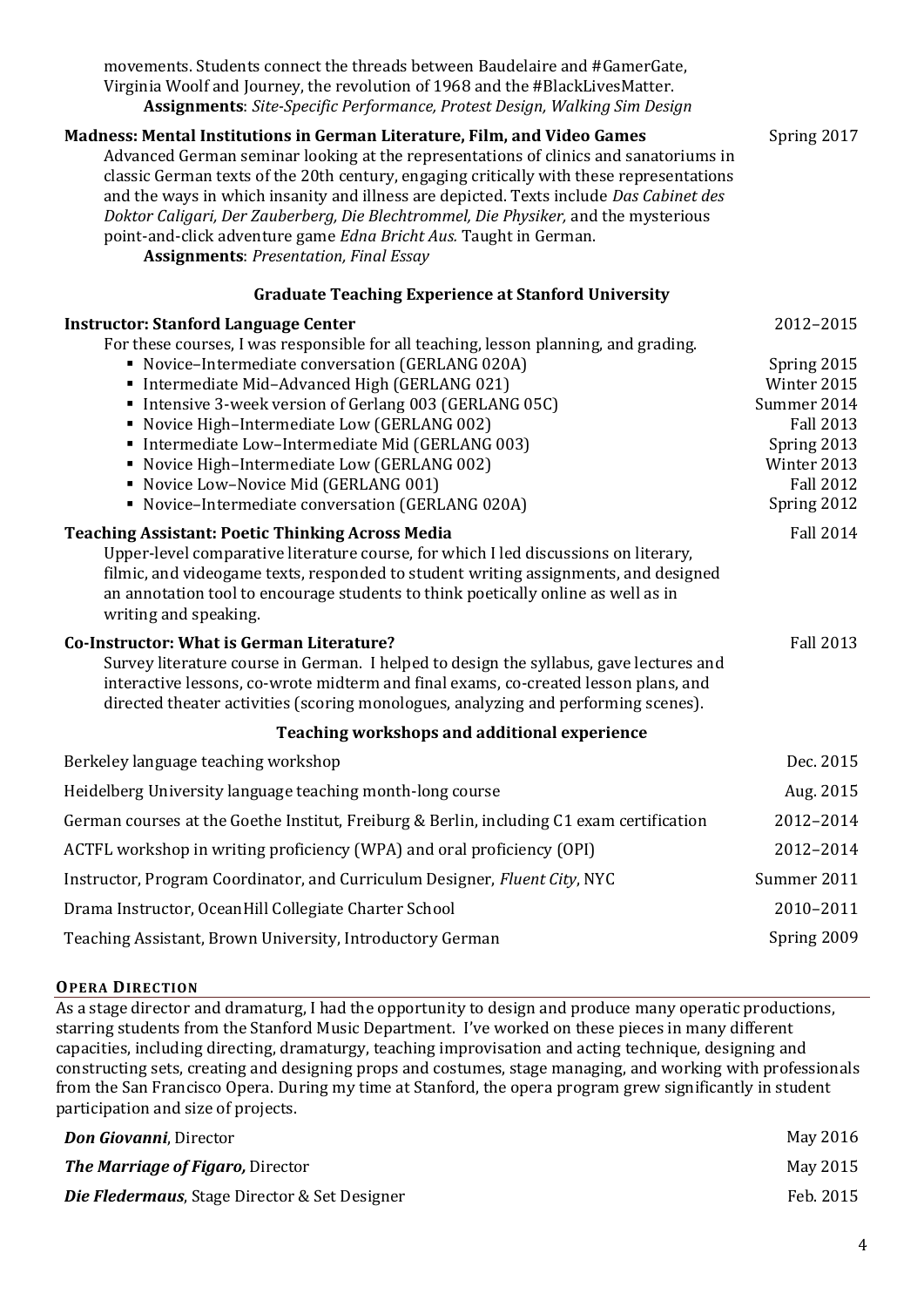movements. Students connect the threads between Baudelaire and #GamerGate, Virginia Woolf and Journey, the revolution of 1968 and the #BlackLivesMatter.

**Assignments**: *Site-Specific Performance, Protest Design, Walking Sim Design*

**Madness: Mental Institutions in German Literature, Film, and Video Games** — Spring 2017

Advanced German seminar looking at the representations of clinics and sanatoriums in classic German texts of the 20th century, engaging critically with these representations and the ways in which insanity and illness are depicted. Texts include *Das Cabinet des Doktor Caligari, Der Zauberberg, Die Blechtrommel, Die Physiker,* and the mysterious point-and-click adventure game *Edna Bricht Aus.* Taught in German.

**Assignments**: *Presentation, Final Essay*

### Graduate Teaching Experience at Stanford University

**Instructor: Stanford Language Center** — 2012–2015

For these courses, I was responsible for all teaching, lesson planning, and grading.

- Novice–Intermediate conversation (GERLANG 020A) — Spring 2015
- Intermediate Mid–Advanced High (GERLANG 021) — Winter 2015
- Intensive 3-week version of Gerlang 003 (GERLANG 05C) — Summer 2014
- Novice High–Intermediate Low (GERLANG 002) — Fall 2013
- Intermediate Low–Intermediate Mid (GERLANG 003) — Spring 2013
- Novice High–Intermediate Low (GERLANG 002) — Winter 2013
- Novice Low–Novice Mid (GERLANG 001) — Fall 2012
- Novice–Intermediate conversation (GERLANG 020A) — Spring 2012

**Teaching Assistant: Poetic Thinking Across Media** — Fall 2014

Upper-level comparative literature course, for which I led discussions on literary, filmic, and videogame texts, responded to student writing assignments, and designed an annotation tool to encourage students to think poetically online as well as in writing and speaking.

**Co-Instructor: What is German Literature?** — Fall 2013

Survey literature course in German. I helped to design the syllabus, gave lectures and interactive lessons, co-wrote midterm and final exams, co-created lesson plans, and directed theater activities (scoring monologues, analyzing and performing scenes).

### Teaching workshops and additional experience

| | |
|---|---|
| Berkeley language teaching workshop | Dec. 2015 |
| Heidelberg University language teaching month-long course | Aug. 2015 |
| German courses at the Goethe Institut, Freiburg & Berlin, including C1 exam certification | 2012–2014 |
| ACTFL workshop in writing proficiency (WPA) and oral proficiency (OPI) | 2012–2014 |
| Instructor, Program Coordinator, and Curriculum Designer, *Fluent City*, NYC | Summer 2011 |
| Drama Instructor, OceanHill Collegiate Charter School | 2010–2011 |
| Teaching Assistant, Brown University, Introductory German | Spring 2009 |

## Opera Direction

As a stage director and dramaturg, I had the opportunity to design and produce many operatic productions, starring students from the Stanford Music Department. I've worked on these pieces in many different capacities, including directing, dramaturgy, teaching improvisation and acting technique, designing and constructing sets, creating and designing props and costumes, stage managing, and working with professionals from the San Francisco Opera. During my time at Stanford, the opera program grew significantly in student participation and size of projects.

| | |
|---|---|
| ***Don Giovanni***, Director | May 2016 |
| ***The Marriage of Figaro,*** Director | May 2015 |
| ***Die Fledermaus***, Stage Director & Set Designer | Feb. 2015 |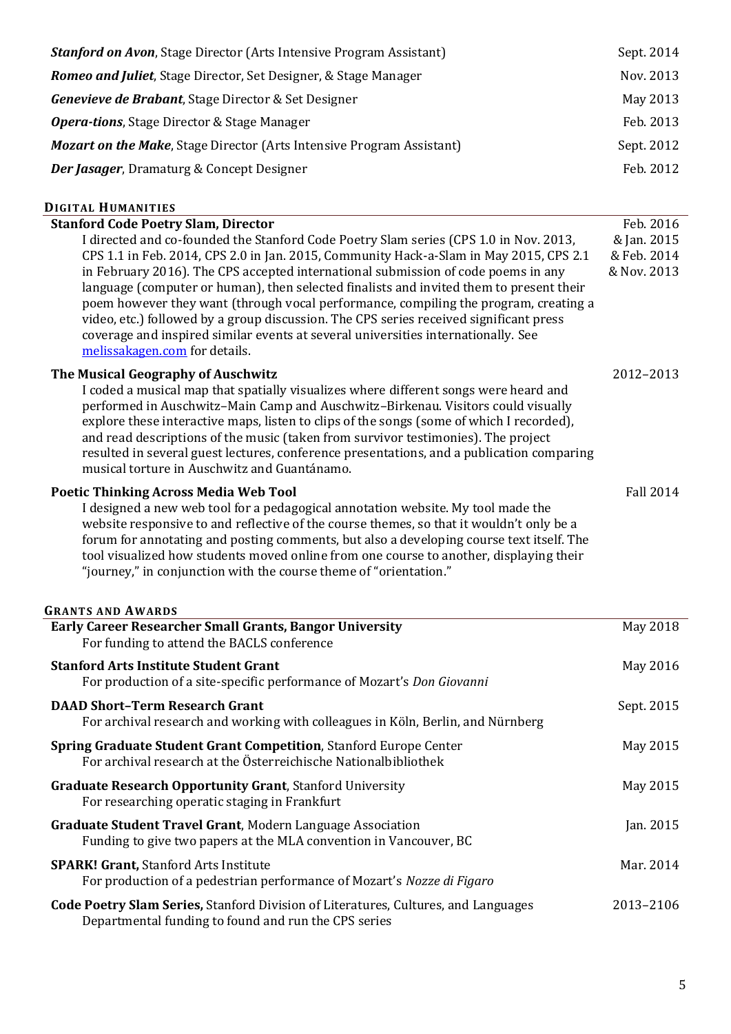***Stanford on Avon***, Stage Director (Arts Intensive Program Assistant) — Sept. 2014

***Romeo and Juliet***, Stage Director, Set Designer, & Stage Manager — Nov. 2013

***Genevieve de Brabant***, Stage Director & Set Designer — May 2013

***Opera-tions***, Stage Director & Stage Manager — Feb. 2013

***Mozart on the Make***, Stage Director (Arts Intensive Program Assistant) — Sept. 2012

***Der Jasager***, Dramaturg & Concept Designer — Feb. 2012

## DIGITAL HUMANITIES

**Stanford Code Poetry Slam, Director** — Feb. 2016 & Jan. 2015 & Feb. 2014 & Nov. 2013

I directed and co-founded the Stanford Code Poetry Slam series (CPS 1.0 in Nov. 2013, CPS 1.1 in Feb. 2014, CPS 2.0 in Jan. 2015, Community Hack-a-Slam in May 2015, CPS 2.1 in February 2016). The CPS accepted international submission of code poems in any language (computer or human), then selected finalists and invited them to present their poem however they want (through vocal performance, compiling the program, creating a video, etc.) followed by a group discussion. The CPS series received significant press coverage and inspired similar events at several universities internationally. See melissakagen.com for details.

**The Musical Geography of Auschwitz** — 2012–2013

I coded a musical map that spatially visualizes where different songs were heard and performed in Auschwitz–Main Camp and Auschwitz–Birkenau. Visitors could visually explore these interactive maps, listen to clips of the songs (some of which I recorded), and read descriptions of the music (taken from survivor testimonies). The project resulted in several guest lectures, conference presentations, and a publication comparing musical torture in Auschwitz and Guantánamo.

**Poetic Thinking Across Media Web Tool** — Fall 2014

I designed a new web tool for a pedagogical annotation website. My tool made the website responsive to and reflective of the course themes, so that it wouldn't only be a forum for annotating and posting comments, but also a developing course text itself. The tool visualized how students moved online from one course to another, displaying their "journey," in conjunction with the course theme of "orientation."

## GRANTS AND AWARDS

**Early Career Researcher Small Grants, Bangor University** — May 2018
For funding to attend the BACLS conference

**Stanford Arts Institute Student Grant** — May 2016
For production of a site-specific performance of Mozart's *Don Giovanni*

**DAAD Short–Term Research Grant** — Sept. 2015
For archival research and working with colleagues in Köln, Berlin, and Nürnberg

**Spring Graduate Student Grant Competition**, Stanford Europe Center — May 2015
For archival research at the Österreichische Nationalbibliothek

**Graduate Research Opportunity Grant**, Stanford University — May 2015
For researching operatic staging in Frankfurt

**Graduate Student Travel Grant**, Modern Language Association — Jan. 2015
Funding to give two papers at the MLA convention in Vancouver, BC

**SPARK! Grant,** Stanford Arts Institute — Mar. 2014
For production of a pedestrian performance of Mozart's *Nozze di Figaro*

**Code Poetry Slam Series,** Stanford Division of Literatures, Cultures, and Languages — 2013–2106
Departmental funding to found and run the CPS series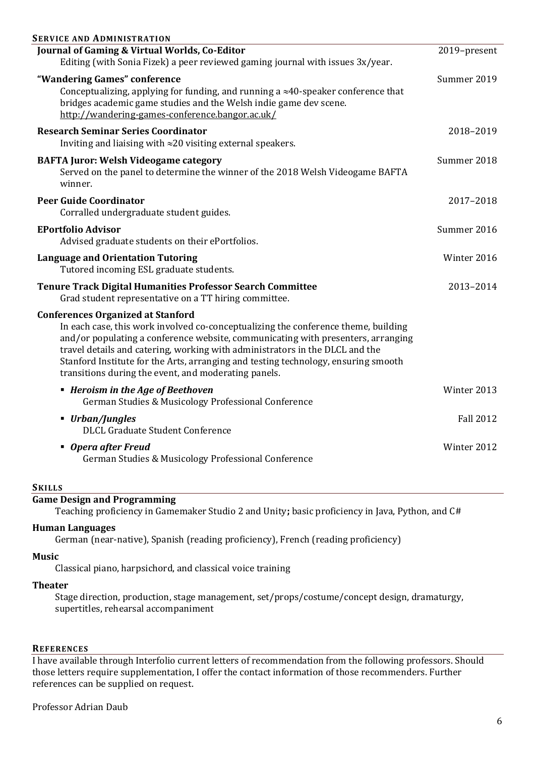## Service and Administration

**Journal of Gaming & Virtual Worlds, Co-Editor** — 2019–present
Editing (with Sonia Fizek) a peer reviewed gaming journal with issues 3x/year.

**"Wandering Games" conference** — Summer 2019
Conceptualizing, applying for funding, and running a ≈40-speaker conference that bridges academic game studies and the Welsh indie game dev scene.
http://wandering-games-conference.bangor.ac.uk/

**Research Seminar Series Coordinator** — 2018–2019
Inviting and liaising with ≈20 visiting external speakers.

**BAFTA Juror: Welsh Videogame category** — Summer 2018
Served on the panel to determine the winner of the 2018 Welsh Videogame BAFTA winner.

**Peer Guide Coordinator** — 2017–2018
Corralled undergraduate student guides.

**EPortfolio Advisor** — Summer 2016
Advised graduate students on their ePortfolios.

**Language and Orientation Tutoring** — Winter 2016
Tutored incoming ESL graduate students.

**Tenure Track Digital Humanities Professor Search Committee** — 2013–2014
Grad student representative on a TT hiring committee.

**Conferences Organized at Stanford**
In each case, this work involved co-conceptualizing the conference theme, building and/or populating a conference website, communicating with presenters, arranging travel details and catering, working with administrators in the DLCL and the Stanford Institute for the Arts, arranging and testing technology, ensuring smooth transitions during the event, and moderating panels.

- ***Heroism in the Age of Beethoven*** — Winter 2013
  German Studies & Musicology Professional Conference
- ***Urban/Jungles*** — Fall 2012
  DLCL Graduate Student Conference
- ***Opera after Freud*** — Winter 2012
  German Studies & Musicology Professional Conference

## Skills

**Game Design and Programming**
Teaching proficiency in Gamemaker Studio 2 and Unity**;** basic proficiency in Java, Python, and C#

**Human Languages**
German (near-native), Spanish (reading proficiency), French (reading proficiency)

**Music**
Classical piano, harpsichord, and classical voice training

**Theater**
Stage direction, production, stage management, set/props/costume/concept design, dramaturgy, supertitles, rehearsal accompaniment

## References

I have available through Interfolio current letters of recommendation from the following professors. Should those letters require supplementation, I offer the contact information of those recommenders. Further references can be supplied on request.

Professor Adrian Daub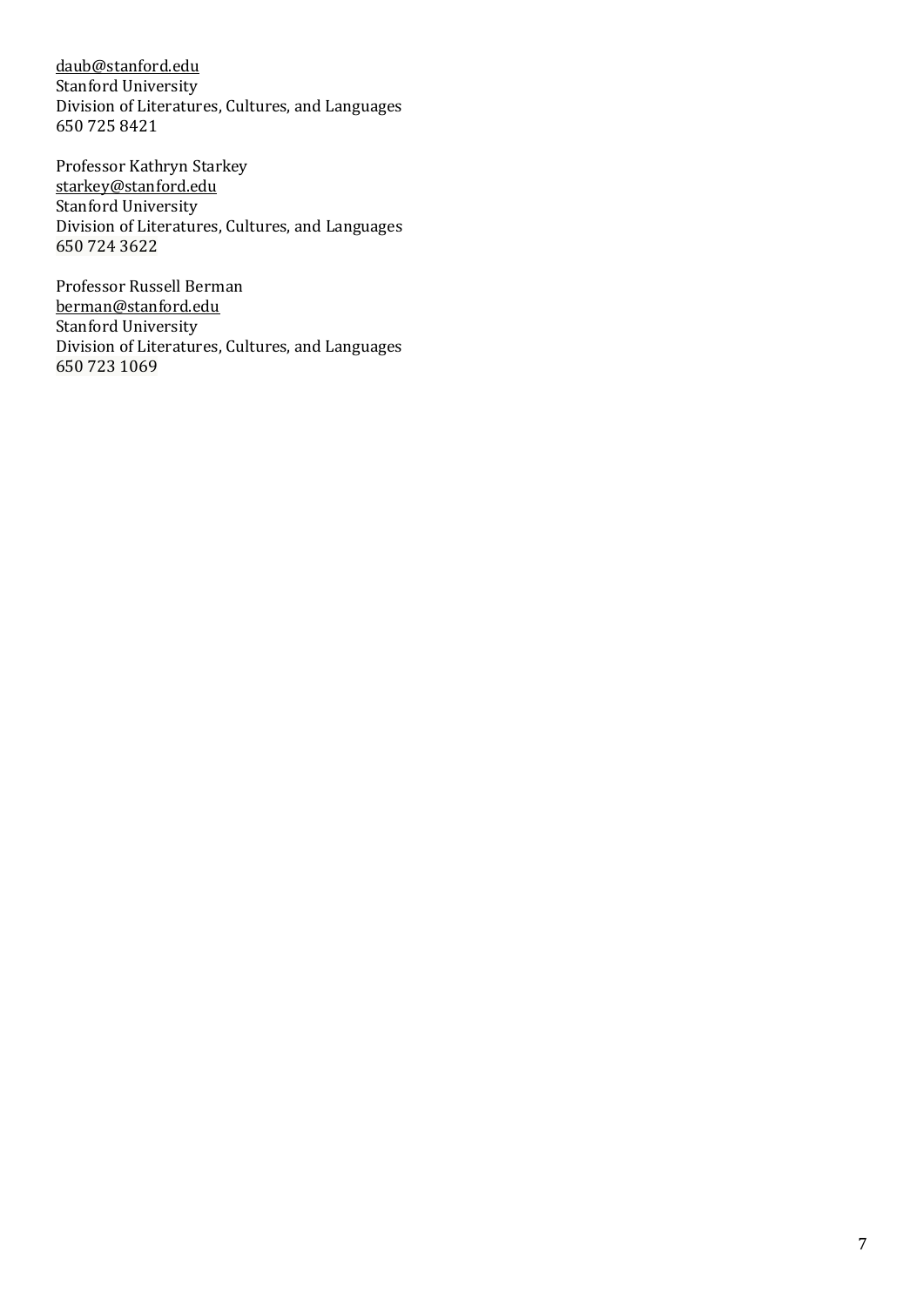daub@stanford.edu  
Stanford University  
Division of Literatures, Cultures, and Languages  
650 725 8421

Professor Kathryn Starkey  
starkey@stanford.edu  
Stanford University  
Division of Literatures, Cultures, and Languages  
650 724 3622

Professor Russell Berman  
berman@stanford.edu  
Stanford University  
Division of Literatures, Cultures, and Languages  
650 723 1069